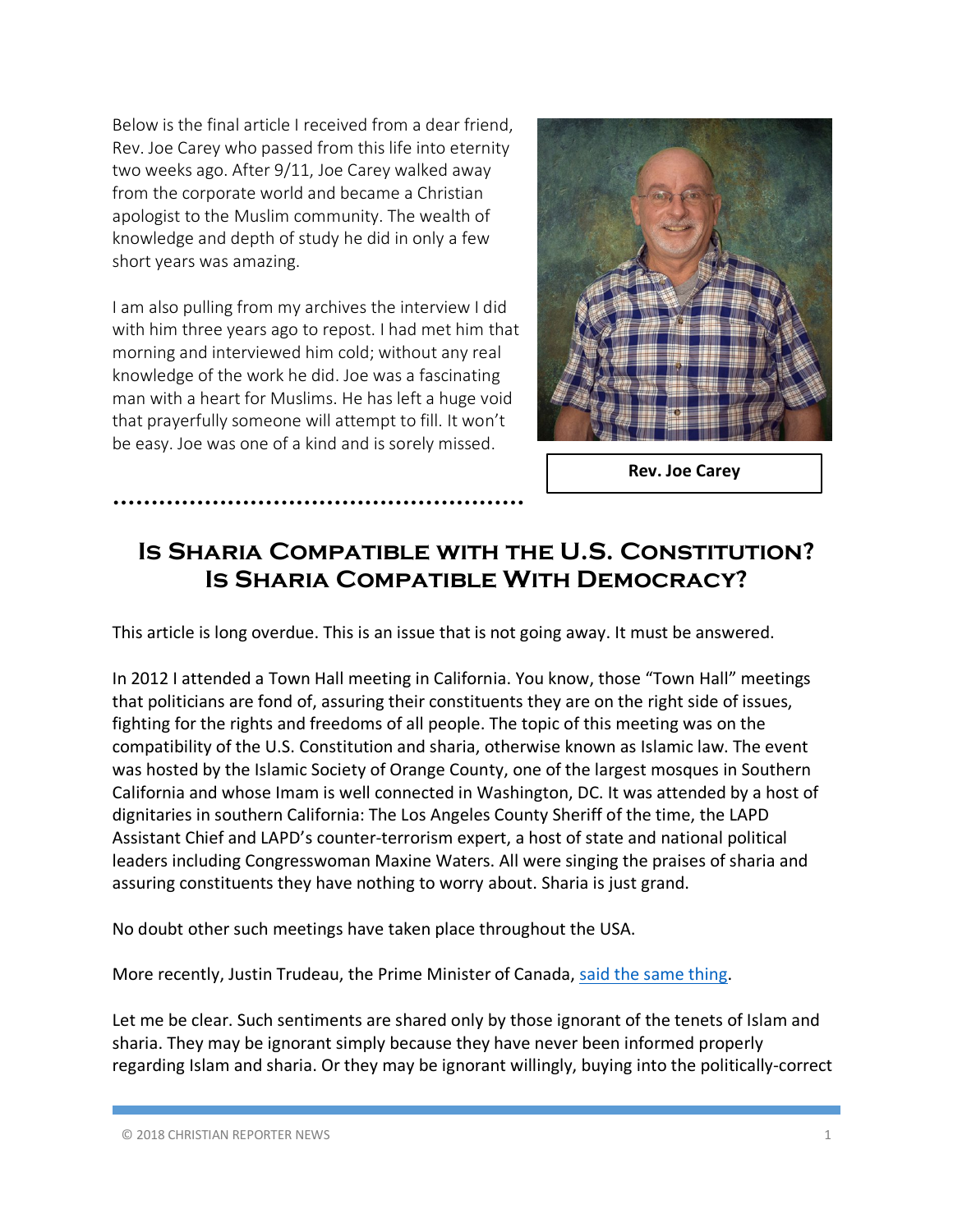Below is the final article I received from a dear friend, Rev. Joe Carey who passed from this life into eternity two weeks ago. After 9/11, Joe Carey walked away from the corporate world and became a Christian apologist to the Muslim community. The wealth of knowledge and depth of study he did in only a few short years was amazing.

I am also pulling from my archives the interview I did with him three years ago to repost. I had met him that morning and interviewed him cold; without any real knowledge of the work he did. Joe was a fascinating man with a heart for Muslims. He has left a huge void that prayerfully someone will attempt to fill. It won't be easy. Joe was one of a kind and is sorely missed.

**Rev. Joe Carey**

---

# Is Sharia Compatible with the U.S. Constitution? Is Sharia Compatible With Democracy?

This article is long overdue. This is an issue that is not going away. It must be answered.

In 2012 I attended a Town Hall meeting in California. You know, those "Town Hall" meetings that politicians are fond of, assuring their constituents they are on the right side of issues, fighting for the rights and freedoms of all people. The topic of this meeting was on the compatibility of the U.S. Constitution and sharia, otherwise known as Islamic law. The event was hosted by the Islamic Society of Orange County, one of the largest mosques in Southern California and whose Imam is well connected in Washington, DC. It was attended by a host of dignitaries in southern California: The Los Angeles County Sheriff of the time, the LAPD Assistant Chief and LAPD's counter-terrorism expert, a host of state and national political leaders including Congresswoman Maxine Waters. All were singing the praises of sharia and assuring constituents they have nothing to worry about. Sharia is just grand.

No doubt other such meetings have taken place throughout the USA.

More recently, Justin Trudeau, the Prime Minister of Canada, said the same thing.

Let me be clear. Such sentiments are shared only by those ignorant of the tenets of Islam and sharia. They may be ignorant simply because they have never been informed properly regarding Islam and sharia. Or they may be ignorant willingly, buying into the politically-correct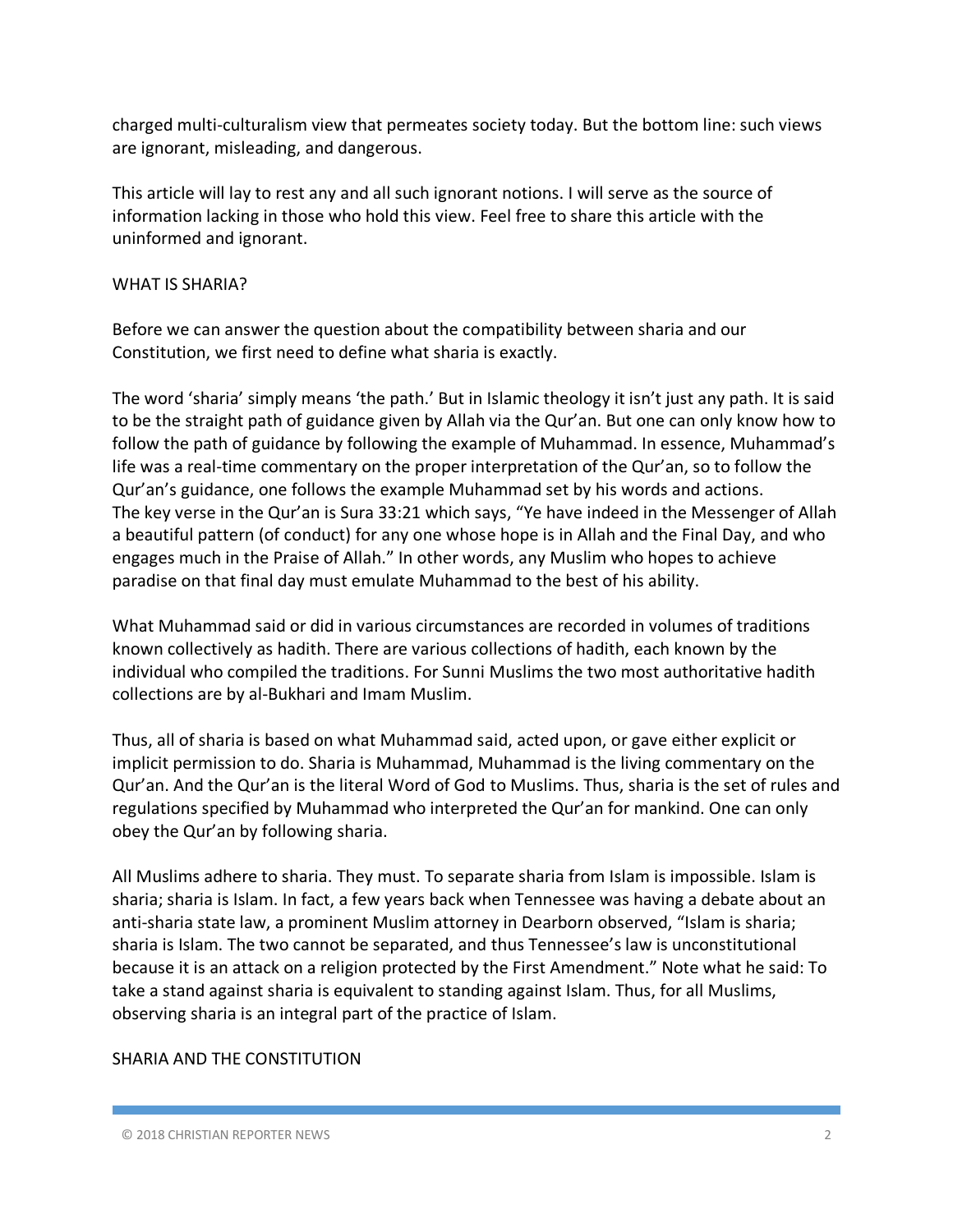charged multi-culturalism view that permeates society today. But the bottom line: such views are ignorant, misleading, and dangerous.

This article will lay to rest any and all such ignorant notions. I will serve as the source of information lacking in those who hold this view. Feel free to share this article with the uninformed and ignorant.

## WHAT IS SHARIA?

Before we can answer the question about the compatibility between sharia and our Constitution, we first need to define what sharia is exactly.

The word 'sharia' simply means 'the path.' But in Islamic theology it isn't just any path. It is said to be the straight path of guidance given by Allah via the Qur'an. But one can only know how to follow the path of guidance by following the example of Muhammad. In essence, Muhammad's life was a real-time commentary on the proper interpretation of the Qur'an, so to follow the Qur'an's guidance, one follows the example Muhammad set by his words and actions. The key verse in the Qur'an is Sura 33:21 which says, "Ye have indeed in the Messenger of Allah a beautiful pattern (of conduct) for any one whose hope is in Allah and the Final Day, and who engages much in the Praise of Allah." In other words, any Muslim who hopes to achieve paradise on that final day must emulate Muhammad to the best of his ability.

What Muhammad said or did in various circumstances are recorded in volumes of traditions known collectively as hadith. There are various collections of hadith, each known by the individual who compiled the traditions. For Sunni Muslims the two most authoritative hadith collections are by al-Bukhari and Imam Muslim.

Thus, all of sharia is based on what Muhammad said, acted upon, or gave either explicit or implicit permission to do. Sharia is Muhammad, Muhammad is the living commentary on the Qur'an. And the Qur'an is the literal Word of God to Muslims. Thus, sharia is the set of rules and regulations specified by Muhammad who interpreted the Qur'an for mankind. One can only obey the Qur'an by following sharia.

All Muslims adhere to sharia. They must. To separate sharia from Islam is impossible. Islam is sharia; sharia is Islam. In fact, a few years back when Tennessee was having a debate about an anti-sharia state law, a prominent Muslim attorney in Dearborn observed, "Islam is sharia; sharia is Islam. The two cannot be separated, and thus Tennessee's law is unconstitutional because it is an attack on a religion protected by the First Amendment." Note what he said: To take a stand against sharia is equivalent to standing against Islam. Thus, for all Muslims, observing sharia is an integral part of the practice of Islam.

## SHARIA AND THE CONSTITUTION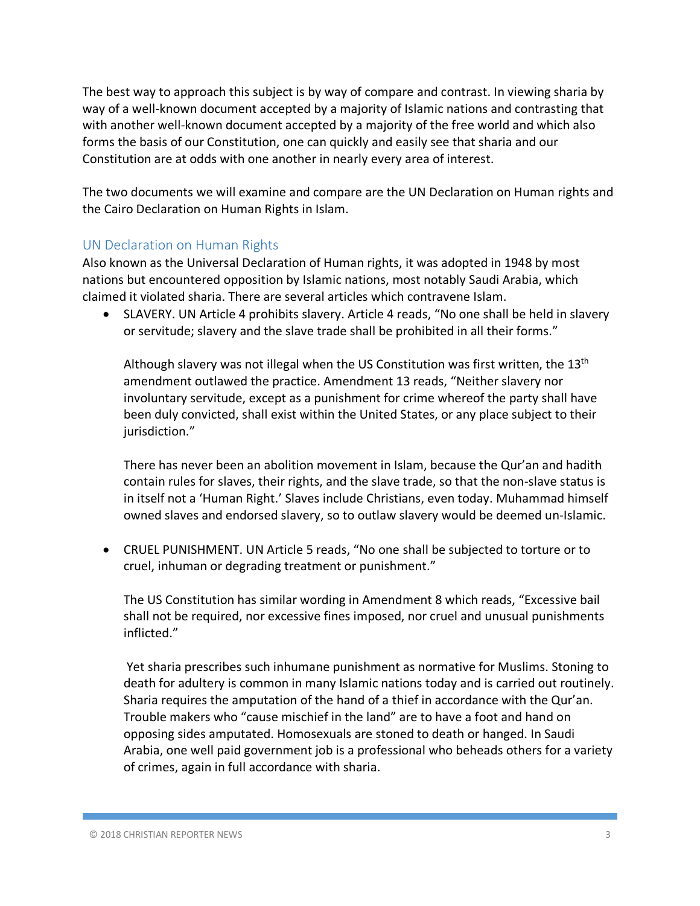The best way to approach this subject is by way of compare and contrast. In viewing sharia by way of a well-known document accepted by a majority of Islamic nations and contrasting that with another well-known document accepted by a majority of the free world and which also forms the basis of our Constitution, one can quickly and easily see that sharia and our Constitution are at odds with one another in nearly every area of interest.

The two documents we will examine and compare are the UN Declaration on Human rights and the Cairo Declaration on Human Rights in Islam.

## UN Declaration on Human Rights

Also known as the Universal Declaration of Human rights, it was adopted in 1948 by most nations but encountered opposition by Islamic nations, most notably Saudi Arabia, which claimed it violated sharia. There are several articles which contravene Islam.

- SLAVERY. UN Article 4 prohibits slavery. Article 4 reads, "No one shall be held in slavery or servitude; slavery and the slave trade shall be prohibited in all their forms."

  Although slavery was not illegal when the US Constitution was first written, the 13th amendment outlawed the practice. Amendment 13 reads, "Neither slavery nor involuntary servitude, except as a punishment for crime whereof the party shall have been duly convicted, shall exist within the United States, or any place subject to their jurisdiction."

  There has never been an abolition movement in Islam, because the Qur'an and hadith contain rules for slaves, their rights, and the slave trade, so that the non-slave status is in itself not a 'Human Right.' Slaves include Christians, even today. Muhammad himself owned slaves and endorsed slavery, so to outlaw slavery would be deemed un-Islamic.

- CRUEL PUNISHMENT. UN Article 5 reads, "No one shall be subjected to torture or to cruel, inhuman or degrading treatment or punishment."

  The US Constitution has similar wording in Amendment 8 which reads, "Excessive bail shall not be required, nor excessive fines imposed, nor cruel and unusual punishments inflicted."

  Yet sharia prescribes such inhumane punishment as normative for Muslims. Stoning to death for adultery is common in many Islamic nations today and is carried out routinely. Sharia requires the amputation of the hand of a thief in accordance with the Qur'an. Trouble makers who "cause mischief in the land" are to have a foot and hand on opposing sides amputated. Homosexuals are stoned to death or hanged. In Saudi Arabia, one well paid government job is a professional who beheads others for a variety of crimes, again in full accordance with sharia.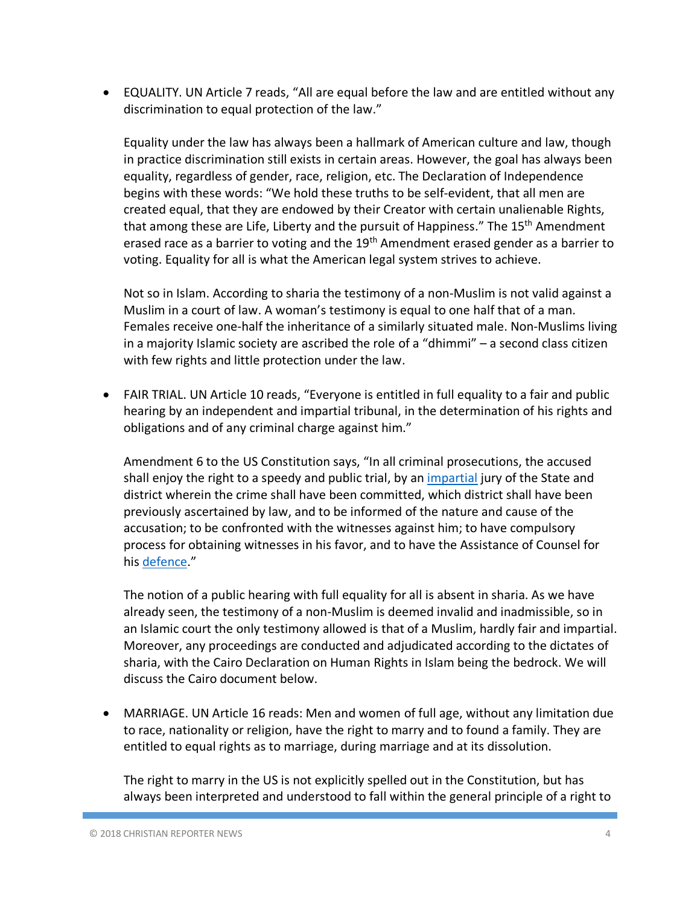- EQUALITY. UN Article 7 reads, "All are equal before the law and are entitled without any discrimination to equal protection of the law."

  Equality under the law has always been a hallmark of American culture and law, though in practice discrimination still exists in certain areas. However, the goal has always been equality, regardless of gender, race, religion, etc. The Declaration of Independence begins with these words: "We hold these truths to be self-evident, that all men are created equal, that they are endowed by their Creator with certain unalienable Rights, that among these are Life, Liberty and the pursuit of Happiness." The 15th Amendment erased race as a barrier to voting and the 19th Amendment erased gender as a barrier to voting. Equality for all is what the American legal system strives to achieve.

  Not so in Islam. According to sharia the testimony of a non-Muslim is not valid against a Muslim in a court of law. A woman's testimony is equal to one half that of a man. Females receive one-half the inheritance of a similarly situated male. Non-Muslims living in a majority Islamic society are ascribed the role of a "dhimmi" – a second class citizen with few rights and little protection under the law.

- FAIR TRIAL. UN Article 10 reads, "Everyone is entitled in full equality to a fair and public hearing by an independent and impartial tribunal, in the determination of his rights and obligations and of any criminal charge against him."

  Amendment 6 to the US Constitution says, "In all criminal prosecutions, the accused shall enjoy the right to a speedy and public trial, by an [impartial] jury of the State and district wherein the crime shall have been committed, which district shall have been previously ascertained by law, and to be informed of the nature and cause of the accusation; to be confronted with the witnesses against him; to have compulsory process for obtaining witnesses in his favor, and to have the Assistance of Counsel for his [defence]."

  The notion of a public hearing with full equality for all is absent in sharia. As we have already seen, the testimony of a non-Muslim is deemed invalid and inadmissible, so in an Islamic court the only testimony allowed is that of a Muslim, hardly fair and impartial. Moreover, any proceedings are conducted and adjudicated according to the dictates of sharia, with the Cairo Declaration on Human Rights in Islam being the bedrock. We will discuss the Cairo document below.

- MARRIAGE. UN Article 16 reads: Men and women of full age, without any limitation due to race, nationality or religion, have the right to marry and to found a family. They are entitled to equal rights as to marriage, during marriage and at its dissolution.

  The right to marry in the US is not explicitly spelled out in the Constitution, but has always been interpreted and understood to fall within the general principle of a right to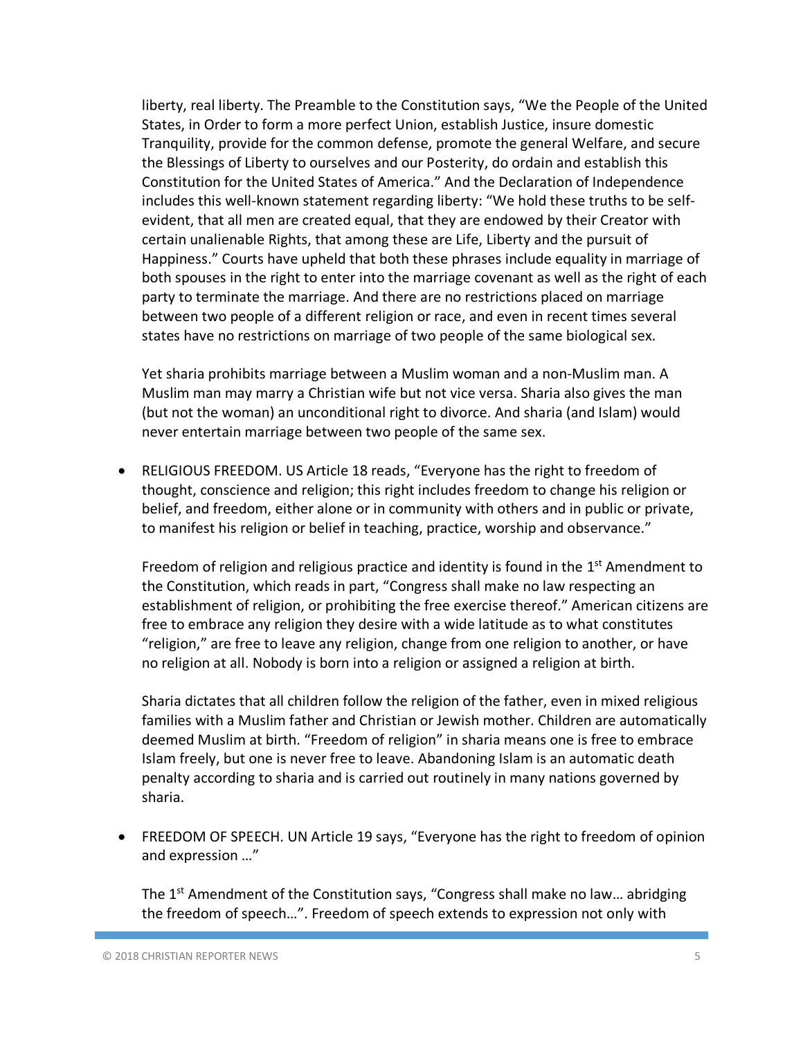liberty, real liberty. The Preamble to the Constitution says, "We the People of the United States, in Order to form a more perfect Union, establish Justice, insure domestic Tranquility, provide for the common defense, promote the general Welfare, and secure the Blessings of Liberty to ourselves and our Posterity, do ordain and establish this Constitution for the United States of America." And the Declaration of Independence includes this well-known statement regarding liberty: "We hold these truths to be self-evident, that all men are created equal, that they are endowed by their Creator with certain unalienable Rights, that among these are Life, Liberty and the pursuit of Happiness." Courts have upheld that both these phrases include equality in marriage of both spouses in the right to enter into the marriage covenant as well as the right of each party to terminate the marriage. And there are no restrictions placed on marriage between two people of a different religion or race, and even in recent times several states have no restrictions on marriage of two people of the same biological sex.

Yet sharia prohibits marriage between a Muslim woman and a non-Muslim man. A Muslim man may marry a Christian wife but not vice versa. Sharia also gives the man (but not the woman) an unconditional right to divorce. And sharia (and Islam) would never entertain marriage between two people of the same sex.

- RELIGIOUS FREEDOM. US Article 18 reads, "Everyone has the right to freedom of thought, conscience and religion; this right includes freedom to change his religion or belief, and freedom, either alone or in community with others and in public or private, to manifest his religion or belief in teaching, practice, worship and observance."

  Freedom of religion and religious practice and identity is found in the 1st Amendment to the Constitution, which reads in part, "Congress shall make no law respecting an establishment of religion, or prohibiting the free exercise thereof." American citizens are free to embrace any religion they desire with a wide latitude as to what constitutes "religion," are free to leave any religion, change from one religion to another, or have no religion at all. Nobody is born into a religion or assigned a religion at birth.

  Sharia dictates that all children follow the religion of the father, even in mixed religious families with a Muslim father and Christian or Jewish mother. Children are automatically deemed Muslim at birth. "Freedom of religion" in sharia means one is free to embrace Islam freely, but one is never free to leave. Abandoning Islam is an automatic death penalty according to sharia and is carried out routinely in many nations governed by sharia.

- FREEDOM OF SPEECH. UN Article 19 says, "Everyone has the right to freedom of opinion and expression …"

  The 1st Amendment of the Constitution says, "Congress shall make no law… abridging the freedom of speech…". Freedom of speech extends to expression not only with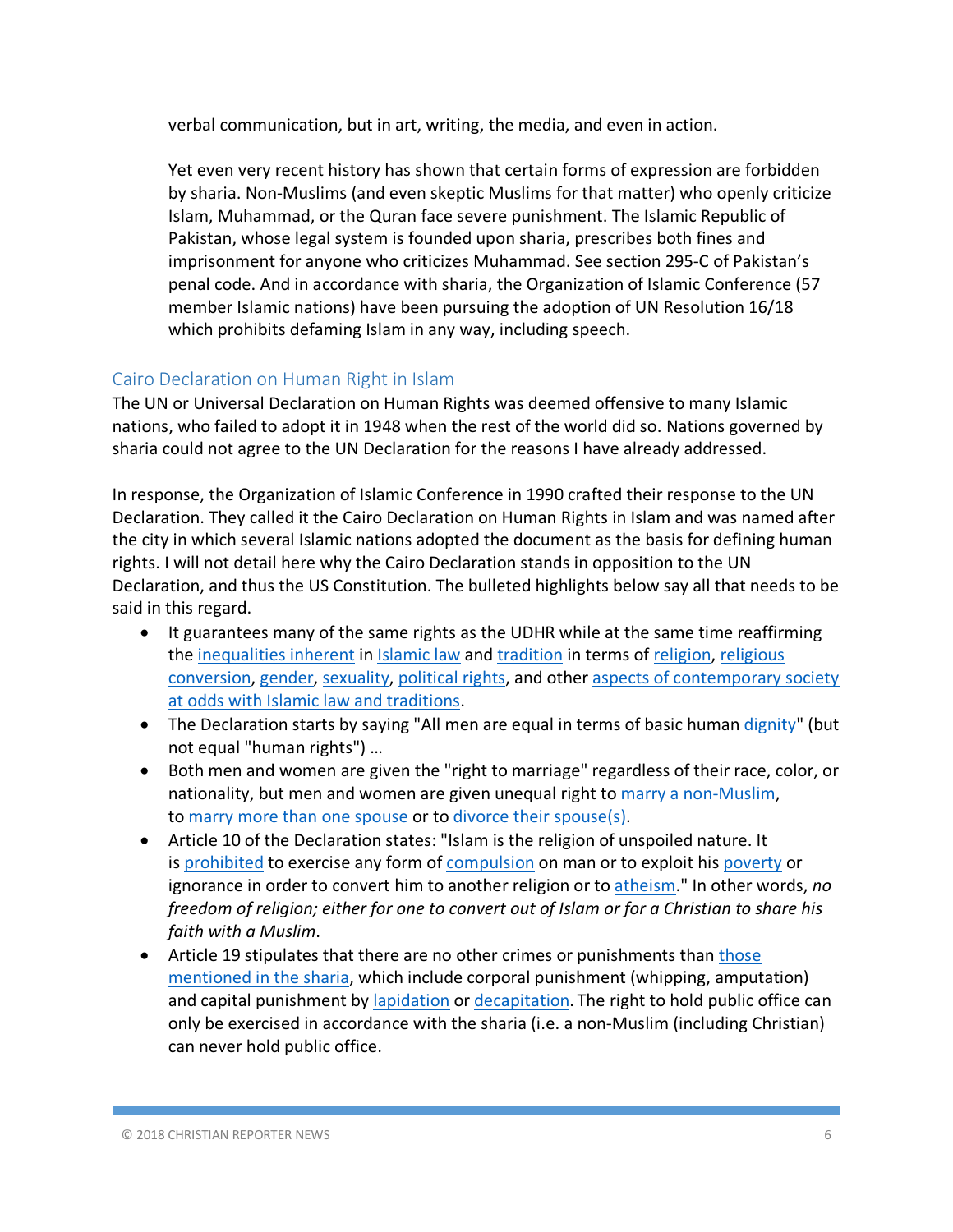verbal communication, but in art, writing, the media, and even in action.

Yet even very recent history has shown that certain forms of expression are forbidden by sharia. Non-Muslims (and even skeptic Muslims for that matter) who openly criticize Islam, Muhammad, or the Quran face severe punishment. The Islamic Republic of Pakistan, whose legal system is founded upon sharia, prescribes both fines and imprisonment for anyone who criticizes Muhammad. See section 295-C of Pakistan's penal code. And in accordance with sharia, the Organization of Islamic Conference (57 member Islamic nations) have been pursuing the adoption of UN Resolution 16/18 which prohibits defaming Islam in any way, including speech.

## Cairo Declaration on Human Right in Islam

The UN or Universal Declaration on Human Rights was deemed offensive to many Islamic nations, who failed to adopt it in 1948 when the rest of the world did so. Nations governed by sharia could not agree to the UN Declaration for the reasons I have already addressed.

In response, the Organization of Islamic Conference in 1990 crafted their response to the UN Declaration. They called it the Cairo Declaration on Human Rights in Islam and was named after the city in which several Islamic nations adopted the document as the basis for defining human rights. I will not detail here why the Cairo Declaration stands in opposition to the UN Declaration, and thus the US Constitution. The bulleted highlights below say all that needs to be said in this regard.

- It guarantees many of the same rights as the UDHR while at the same time reaffirming the inequalities inherent in Islamic law and tradition in terms of religion, religious conversion, gender, sexuality, political rights, and other aspects of contemporary society at odds with Islamic law and traditions.
- The Declaration starts by saying "All men are equal in terms of basic human dignity" (but not equal "human rights") …
- Both men and women are given the "right to marriage" regardless of their race, color, or nationality, but men and women are given unequal right to marry a non-Muslim, to marry more than one spouse or to divorce their spouse(s).
- Article 10 of the Declaration states: "Islam is the religion of unspoiled nature. It is prohibited to exercise any form of compulsion on man or to exploit his poverty or ignorance in order to convert him to another religion or to atheism." In other words, *no freedom of religion; either for one to convert out of Islam or for a Christian to share his faith with a Muslim*.
- Article 19 stipulates that there are no other crimes or punishments than those mentioned in the sharia, which include corporal punishment (whipping, amputation) and capital punishment by lapidation or decapitation. The right to hold public office can only be exercised in accordance with the sharia (i.e. a non-Muslim (including Christian) can never hold public office.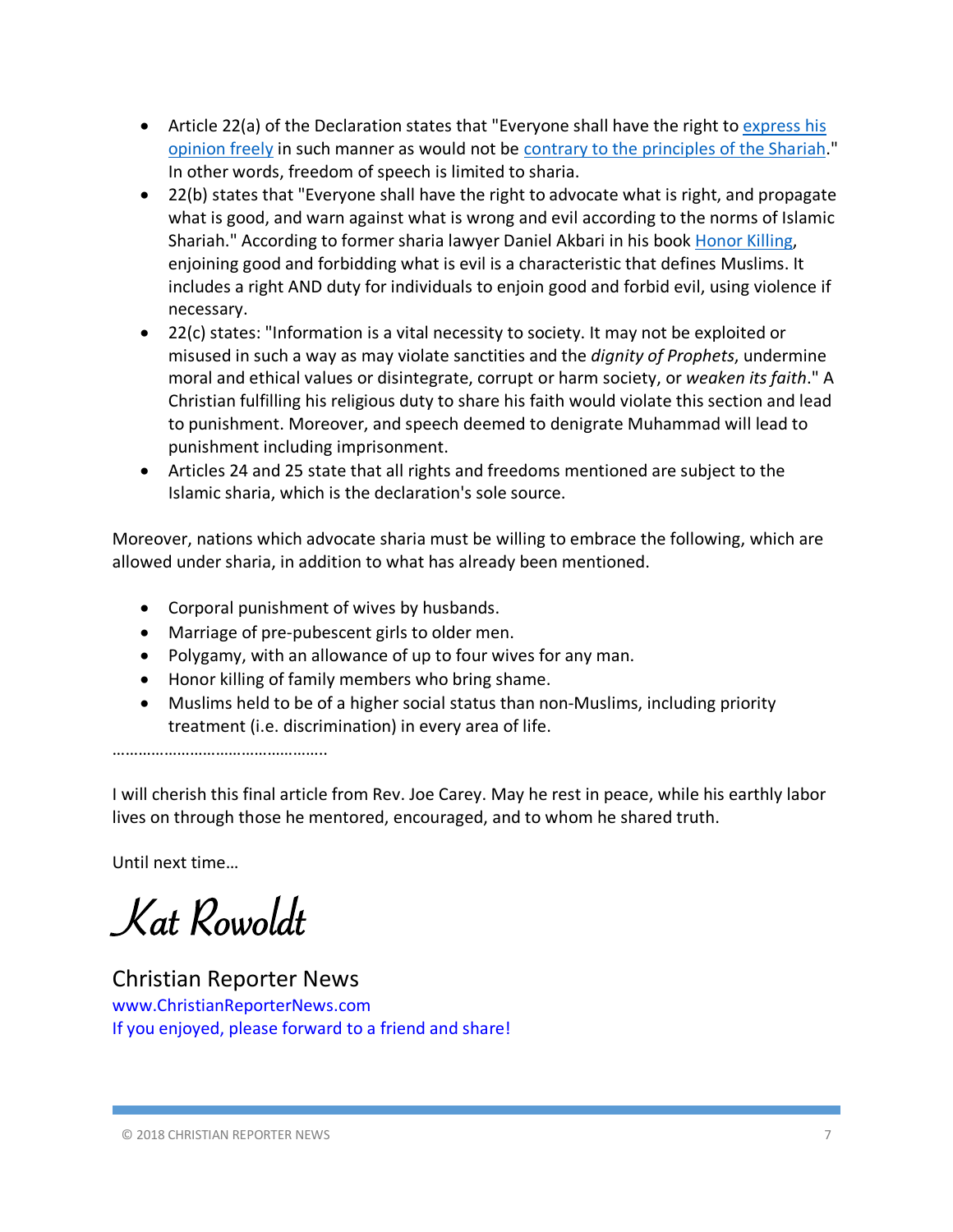- Article 22(a) of the Declaration states that "Everyone shall have the right to express his opinion freely in such manner as would not be contrary to the principles of the Shariah." In other words, freedom of speech is limited to sharia.
- 22(b) states that "Everyone shall have the right to advocate what is right, and propagate what is good, and warn against what is wrong and evil according to the norms of Islamic Shariah." According to former sharia lawyer Daniel Akbari in his book Honor Killing, enjoining good and forbidding what is evil is a characteristic that defines Muslims. It includes a right AND duty for individuals to enjoin good and forbid evil, using violence if necessary.
- 22(c) states: "Information is a vital necessity to society. It may not be exploited or misused in such a way as may violate sanctities and the *dignity of Prophets*, undermine moral and ethical values or disintegrate, corrupt or harm society, or *weaken its faith*." A Christian fulfilling his religious duty to share his faith would violate this section and lead to punishment. Moreover, and speech deemed to denigrate Muhammad will lead to punishment including imprisonment.
- Articles 24 and 25 state that all rights and freedoms mentioned are subject to the Islamic sharia, which is the declaration's sole source.

Moreover, nations which advocate sharia must be willing to embrace the following, which are allowed under sharia, in addition to what has already been mentioned.

- Corporal punishment of wives by husbands.
- Marriage of pre-pubescent girls to older men.
- Polygamy, with an allowance of up to four wives for any man.
- Honor killing of family members who bring shame.
- Muslims held to be of a higher social status than non-Muslims, including priority treatment (i.e. discrimination) in every area of life.

…………………………………………..

I will cherish this final article from Rev. Joe Carey. May he rest in peace, while his earthly labor lives on through those he mentored, encouraged, and to whom he shared truth.

Until next time…

Kat Rowoldt

Christian Reporter News
www.ChristianReporterNews.com
If you enjoyed, please forward to a friend and share!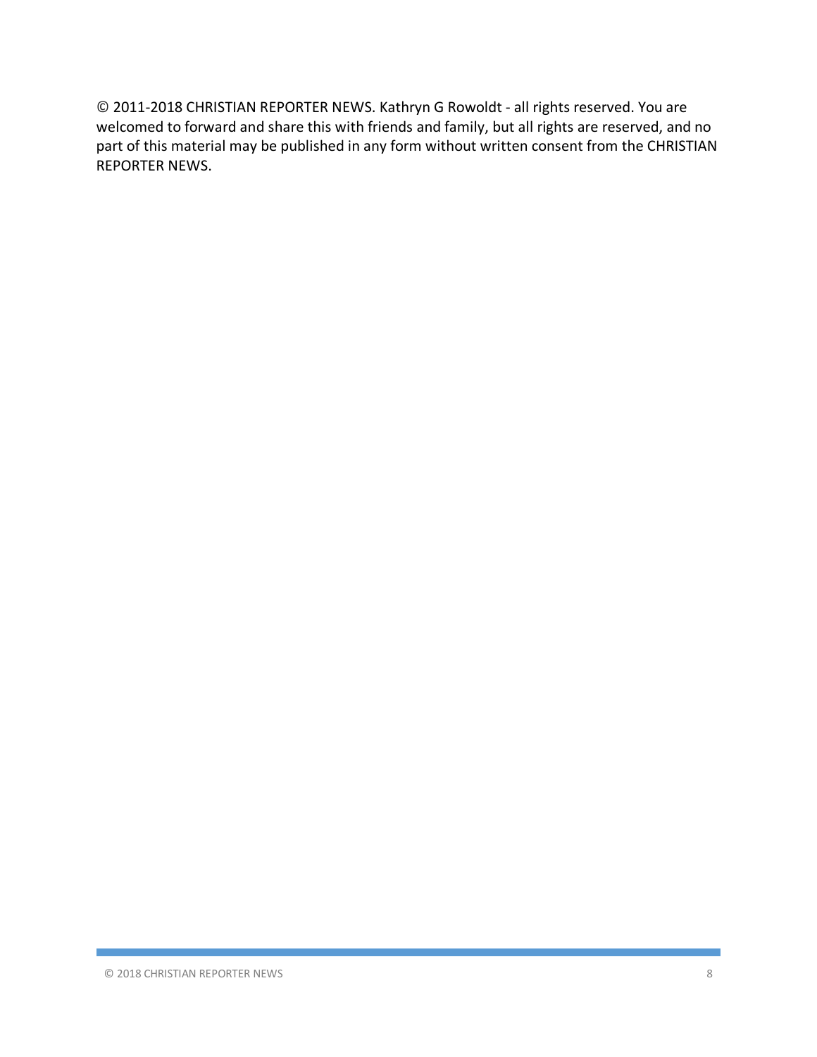© 2011-2018 CHRISTIAN REPORTER NEWS. Kathryn G Rowoldt - all rights reserved. You are welcomed to forward and share this with friends and family, but all rights are reserved, and no part of this material may be published in any form without written consent from the CHRISTIAN REPORTER NEWS.